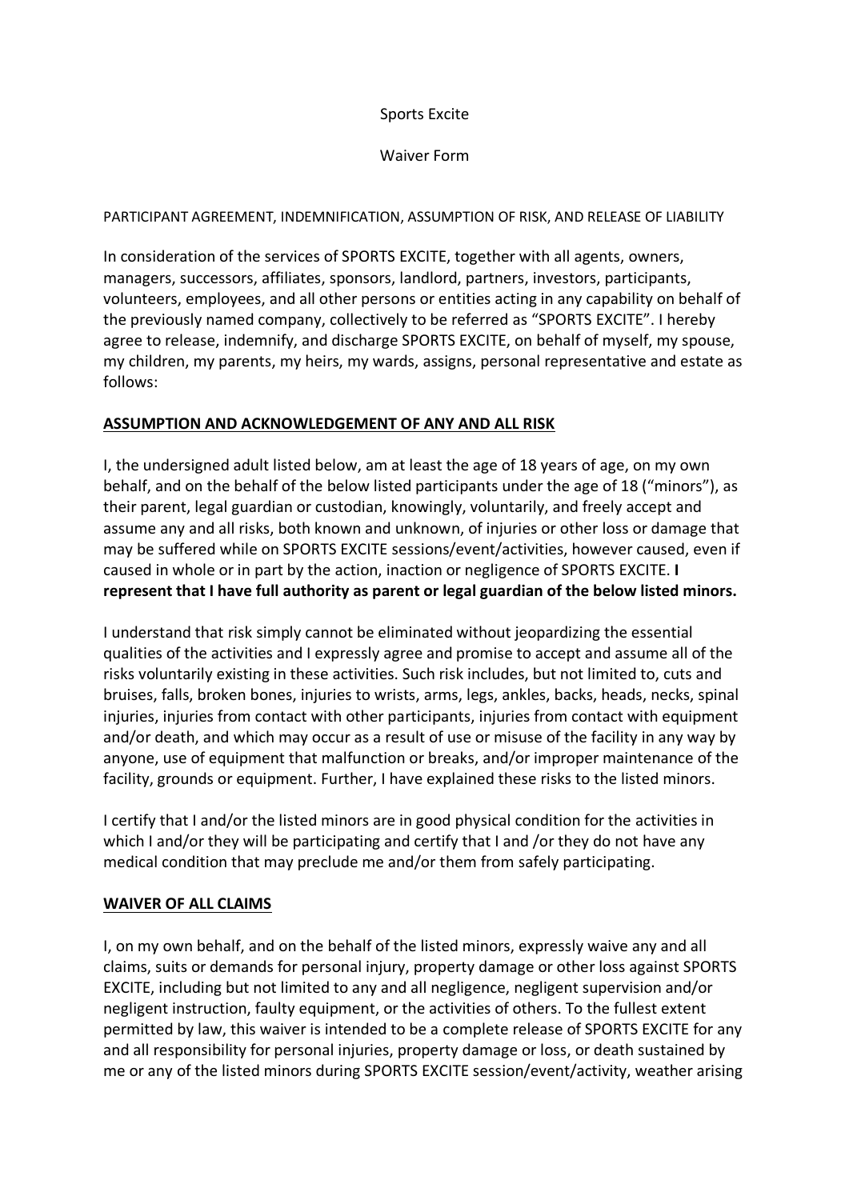Sports Excite

Waiver Form

PARTICIPANT AGREEMENT, INDEMNIFICATION, ASSUMPTION OF RISK, AND RELEASE OF LIABILITY

In consideration of the services of SPORTS EXCITE, together with all agents, owners, managers, successors, affiliates, sponsors, landlord, partners, investors, participants, volunteers, employees, and all other persons or entities acting in any capability on behalf of the previously named company, collectively to be referred as "SPORTS EXCITE". I hereby agree to release, indemnify, and discharge SPORTS EXCITE, on behalf of myself, my spouse, my children, my parents, my heirs, my wards, assigns, personal representative and estate as follows:

**ASSUMPTION AND ACKNOWLEDGEMENT OF ANY AND ALL RISK**

I, the undersigned adult listed below, am at least the age of 18 years of age, on my own behalf, and on the behalf of the below listed participants under the age of 18 ("minors"), as their parent, legal guardian or custodian, knowingly, voluntarily, and freely accept and assume any and all risks, both known and unknown, of injuries or other loss or damage that may be suffered while on SPORTS EXCITE sessions/event/activities, however caused, even if caused in whole or in part by the action, inaction or negligence of SPORTS EXCITE. **I represent that I have full authority as parent or legal guardian of the below listed minors.**

I understand that risk simply cannot be eliminated without jeopardizing the essential qualities of the activities and I expressly agree and promise to accept and assume all of the risks voluntarily existing in these activities. Such risk includes, but not limited to, cuts and bruises, falls, broken bones, injuries to wrists, arms, legs, ankles, backs, heads, necks, spinal injuries, injuries from contact with other participants, injuries from contact with equipment and/or death, and which may occur as a result of use or misuse of the facility in any way by anyone, use of equipment that malfunction or breaks, and/or improper maintenance of the facility, grounds or equipment. Further, I have explained these risks to the listed minors.

I certify that I and/or the listed minors are in good physical condition for the activities in which I and/or they will be participating and certify that I and /or they do not have any medical condition that may preclude me and/or them from safely participating.

**WAIVER OF ALL CLAIMS**

I, on my own behalf, and on the behalf of the listed minors, expressly waive any and all claims, suits or demands for personal injury, property damage or other loss against SPORTS EXCITE, including but not limited to any and all negligence, negligent supervision and/or negligent instruction, faulty equipment, or the activities of others. To the fullest extent permitted by law, this waiver is intended to be a complete release of SPORTS EXCITE for any and all responsibility for personal injuries, property damage or loss, or death sustained by me or any of the listed minors during SPORTS EXCITE session/event/activity, weather arising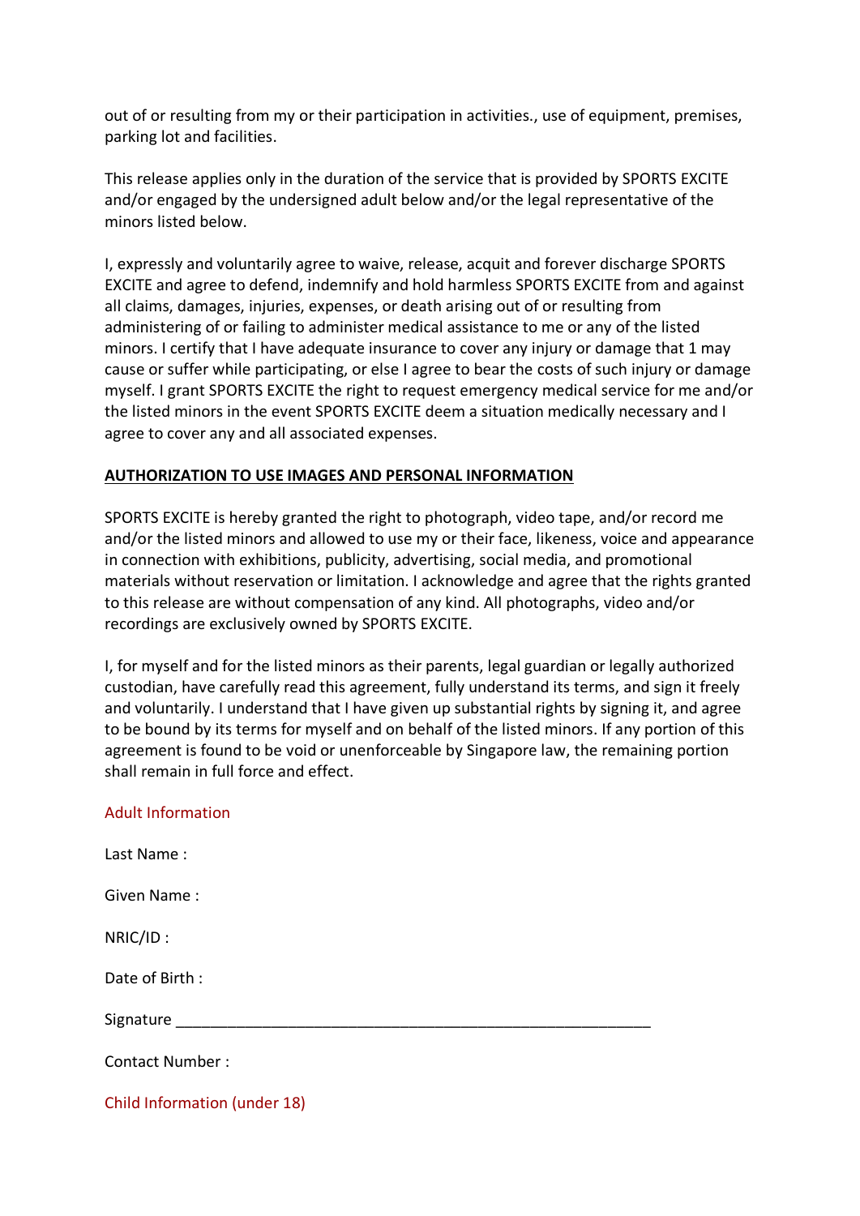out of or resulting from my or their participation in activities., use of equipment, premises, parking lot and facilities.

This release applies only in the duration of the service that is provided by SPORTS EXCITE and/or engaged by the undersigned adult below and/or the legal representative of the minors listed below.

I, expressly and voluntarily agree to waive, release, acquit and forever discharge SPORTS EXCITE and agree to defend, indemnify and hold harmless SPORTS EXCITE from and against all claims, damages, injuries, expenses, or death arising out of or resulting from administering of or failing to administer medical assistance to me or any of the listed minors. I certify that I have adequate insurance to cover any injury or damage that 1 may cause or suffer while participating, or else I agree to bear the costs of such injury or damage myself. I grant SPORTS EXCITE the right to request emergency medical service for me and/or the listed minors in the event SPORTS EXCITE deem a situation medically necessary and I agree to cover any and all associated expenses.

**AUTHORIZATION TO USE IMAGES AND PERSONAL INFORMATION**

SPORTS EXCITE is hereby granted the right to photograph, video tape, and/or record me and/or the listed minors and allowed to use my or their face, likeness, voice and appearance in connection with exhibitions, publicity, advertising, social media, and promotional materials without reservation or limitation. I acknowledge and agree that the rights granted to this release are without compensation of any kind. All photographs, video and/or recordings are exclusively owned by SPORTS EXCITE.

I, for myself and for the listed minors as their parents, legal guardian or legally authorized custodian, have carefully read this agreement, fully understand its terms, and sign it freely and voluntarily. I understand that I have given up substantial rights by signing it, and agree to be bound by its terms for myself and on behalf of the listed minors. If any portion of this agreement is found to be void or unenforceable by Singapore law, the remaining portion shall remain in full force and effect.

Adult Information

Last Name :

Given Name :

NRIC/ID :

Date of Birth :

Signature ___________________________________________________________

Contact Number :

Child Information (under 18)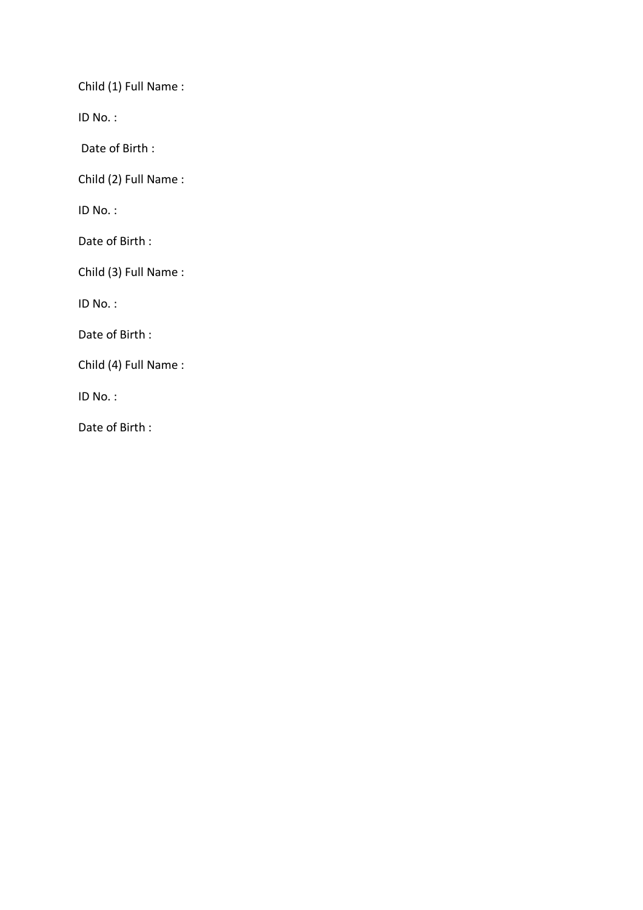Child (1) Full Name :

ID No. :

Date of Birth :

Child (2) Full Name :

ID No. :

Date of Birth :

Child (3) Full Name :

ID No. :

Date of Birth :

Child (4) Full Name :

ID No. :

Date of Birth :